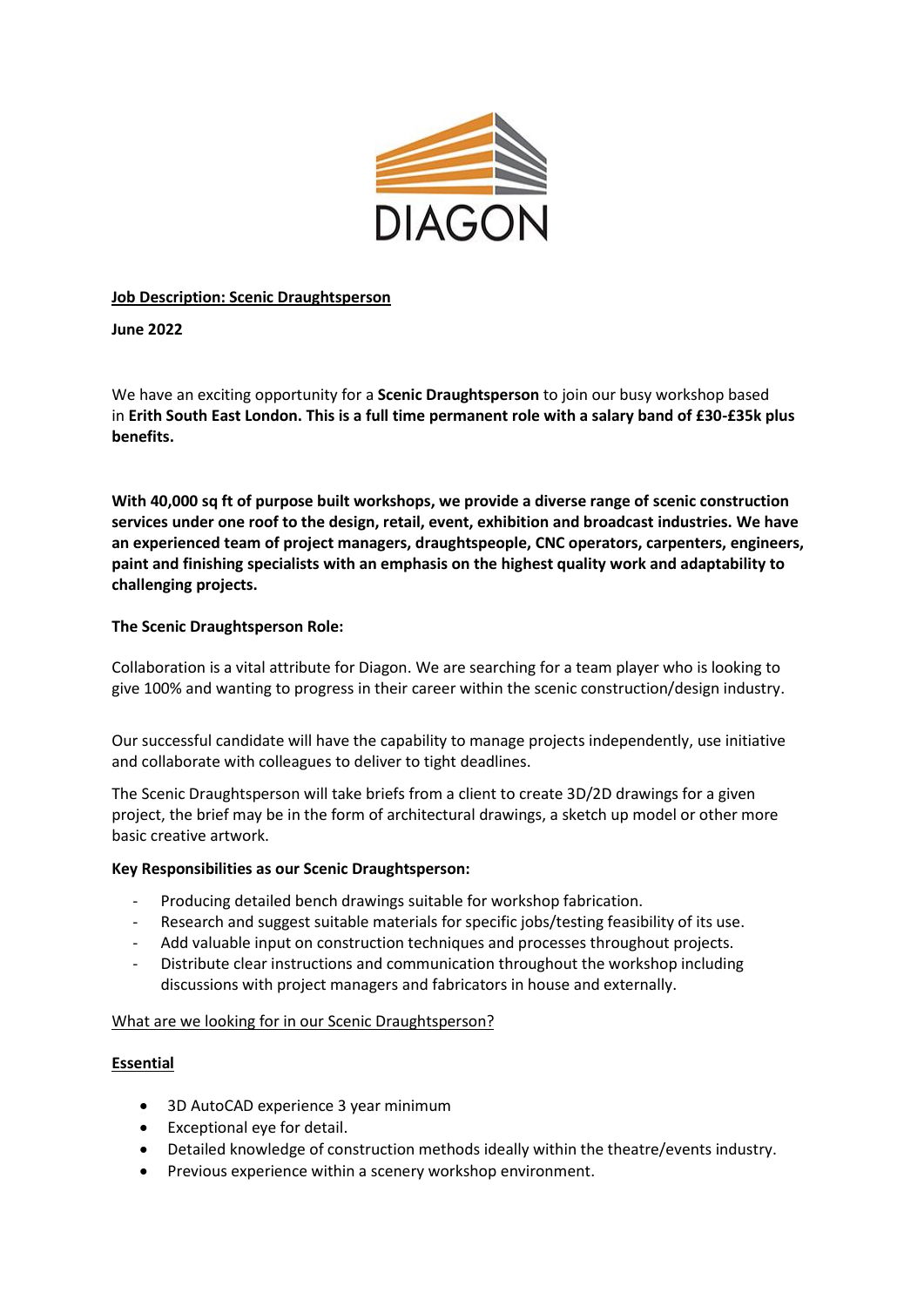DIAGON

**Job Description: Scenic Draughtsperson**

**June 2022**

We have an exciting opportunity for a **Scenic Draughtsperson** to join our busy workshop based in **Erith South East London. This is a full time permanent role with a salary band of £30-£35k plus benefits.**

**With 40,000 sq ft of purpose built workshops, we provide a diverse range of scenic construction services under one roof to the design, retail, event, exhibition and broadcast industries. We have an experienced team of project managers, draughtspeople, CNC operators, carpenters, engineers, paint and finishing specialists with an emphasis on the highest quality work and adaptability to challenging projects.**

**The Scenic Draughtsperson Role:**

Collaboration is a vital attribute for Diagon. We are searching for a team player who is looking to give 100% and wanting to progress in their career within the scenic construction/design industry.

Our successful candidate will have the capability to manage projects independently, use initiative and collaborate with colleagues to deliver to tight deadlines.

The Scenic Draughtsperson will take briefs from a client to create 3D/2D drawings for a given project, the brief may be in the form of architectural drawings, a sketch up model or other more basic creative artwork.

**Key Responsibilities as our Scenic Draughtsperson:**

- Producing detailed bench drawings suitable for workshop fabrication.
- Research and suggest suitable materials for specific jobs/testing feasibility of its use.
- Add valuable input on construction techniques and processes throughout projects.
- Distribute clear instructions and communication throughout the workshop including discussions with project managers and fabricators in house and externally.

What are we looking for in our Scenic Draughtsperson?

**Essential**

- 3D AutoCAD experience 3 year minimum
- Exceptional eye for detail.
- Detailed knowledge of construction methods ideally within the theatre/events industry.
- Previous experience within a scenery workshop environment.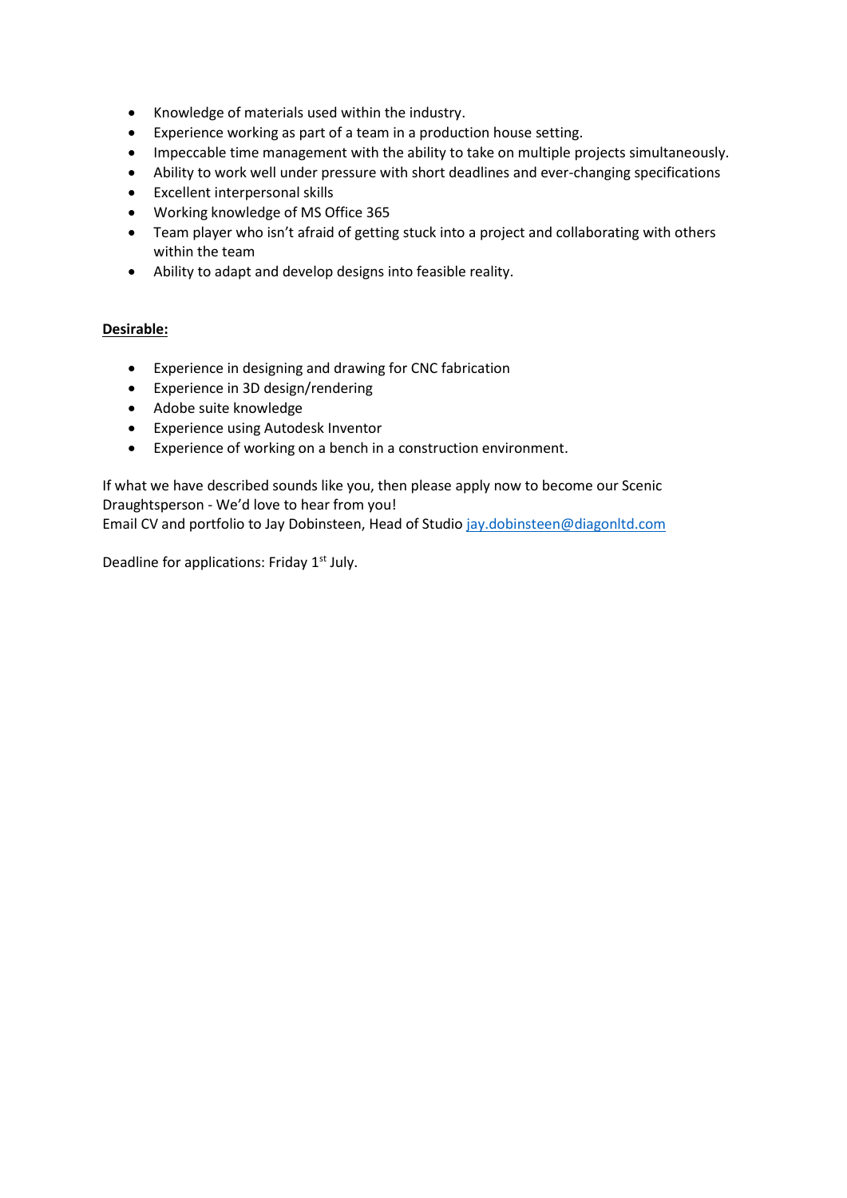- Knowledge of materials used within the industry.
- Experience working as part of a team in a production house setting.
- Impeccable time management with the ability to take on multiple projects simultaneously.
- Ability to work well under pressure with short deadlines and ever-changing specifications
- Excellent interpersonal skills
- Working knowledge of MS Office 365
- Team player who isn't afraid of getting stuck into a project and collaborating with others within the team
- Ability to adapt and develop designs into feasible reality.

**Desirable:**

- Experience in designing and drawing for CNC fabrication
- Experience in 3D design/rendering
- Adobe suite knowledge
- Experience using Autodesk Inventor
- Experience of working on a bench in a construction environment.

If what we have described sounds like you, then please apply now to become our Scenic Draughtsperson - We'd love to hear from you!
Email CV and portfolio to Jay Dobinsteen, Head of Studio jay.dobinsteen@diagonltd.com

Deadline for applications: Friday 1st July.